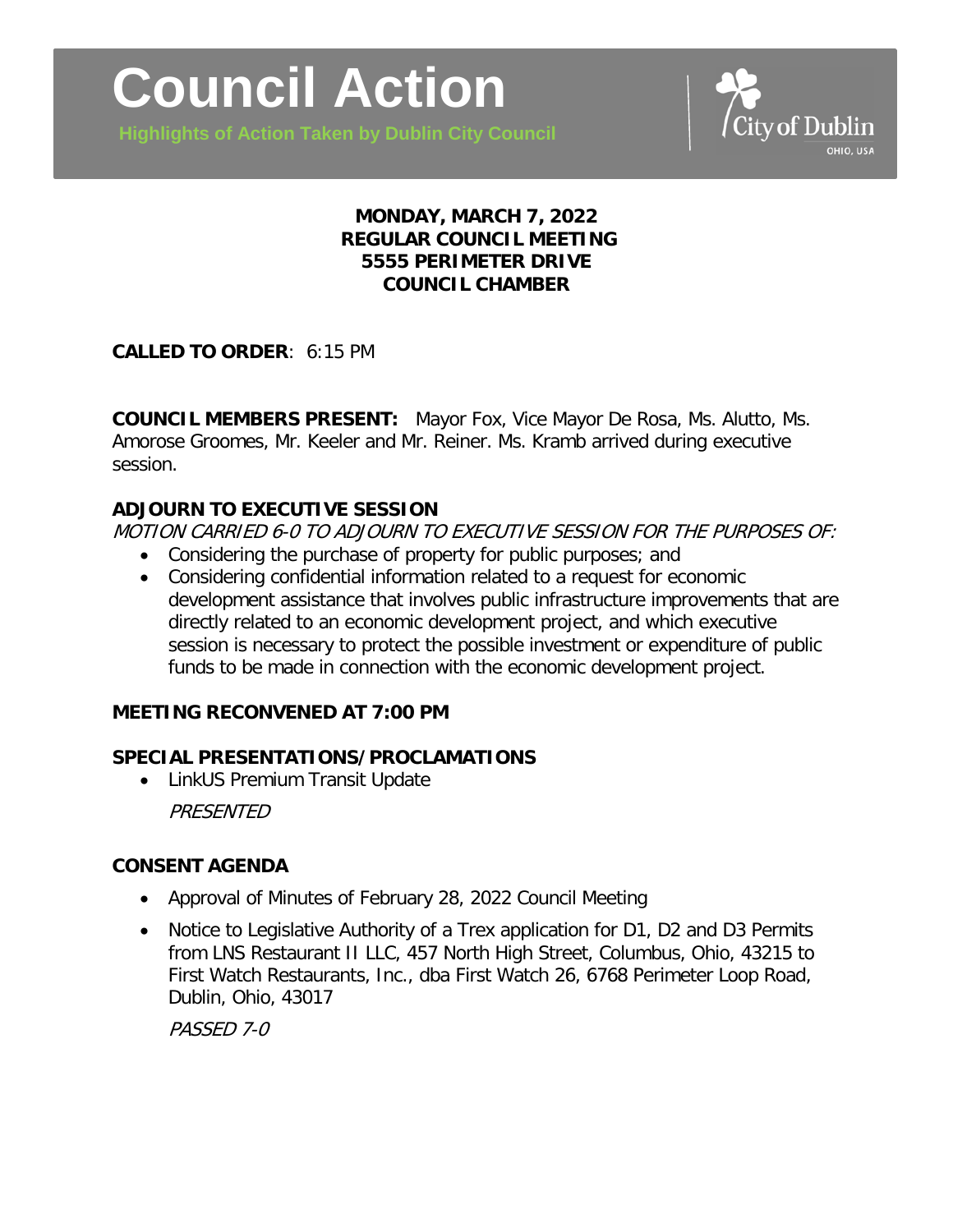# Council Action

**Highlights of Action Taken by Dublin City Council**

City of Dublin
OHIO, USA

**MONDAY, MARCH 7, 2022**
**REGULAR COUNCIL MEETING**
**5555 PERIMETER DRIVE**
**COUNCIL CHAMBER**

**CALLED TO ORDER**: 6:15 PM

**COUNCIL MEMBERS PRESENT:** Mayor Fox, Vice Mayor De Rosa, Ms. Alutto, Ms. Amorose Groomes, Mr. Keeler and Mr. Reiner. Ms. Kramb arrived during executive session.

**ADJOURN TO EXECUTIVE SESSION**

*MOTION CARRIED 6-0 TO ADJOURN TO EXECUTIVE SESSION FOR THE PURPOSES OF:*

- Considering the purchase of property for public purposes; and
- Considering confidential information related to a request for economic development assistance that involves public infrastructure improvements that are directly related to an economic development project, and which executive session is necessary to protect the possible investment or expenditure of public funds to be made in connection with the economic development project.

**MEETING RECONVENED AT 7:00 PM**

**SPECIAL PRESENTATIONS/PROCLAMATIONS**

- LinkUS Premium Transit Update

  *PRESENTED*

**CONSENT AGENDA**

- Approval of Minutes of February 28, 2022 Council Meeting
- Notice to Legislative Authority of a Trex application for D1, D2 and D3 Permits from LNS Restaurant II LLC, 457 North High Street, Columbus, Ohio, 43215 to First Watch Restaurants, Inc., dba First Watch 26, 6768 Perimeter Loop Road, Dublin, Ohio, 43017

  *PASSED 7-0*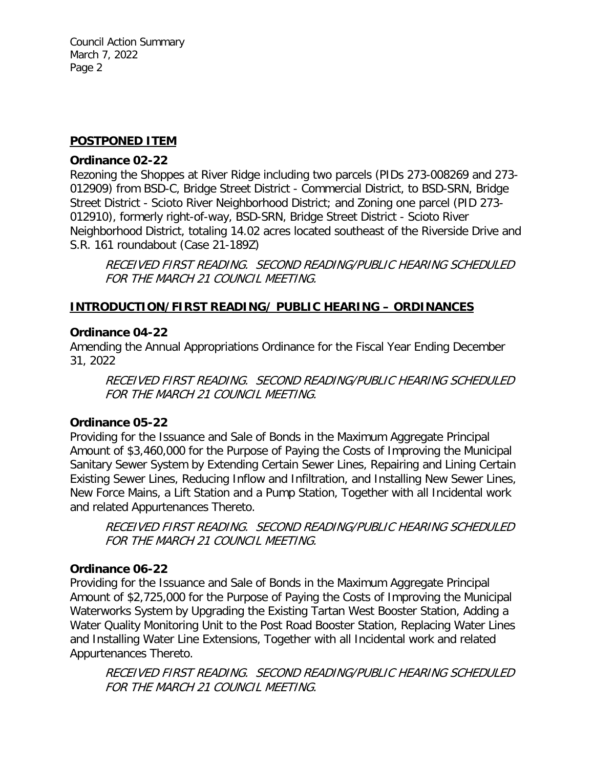## **POSTPONED ITEM**

### **Ordinance 02-22**

Rezoning the Shoppes at River Ridge including two parcels (PIDs 273-008269 and 273-012909) from BSD-C, Bridge Street District - Commercial District, to BSD-SRN, Bridge Street District - Scioto River Neighborhood District; and Zoning one parcel (PID 273-012910), formerly right-of-way, BSD-SRN, Bridge Street District - Scioto River Neighborhood District, totaling 14.02 acres located southeast of the Riverside Drive and S.R. 161 roundabout (Case 21-189Z)

*RECEIVED FIRST READING. SECOND READING/PUBLIC HEARING SCHEDULED FOR THE MARCH 21 COUNCIL MEETING.*

## **INTRODUCTION/FIRST READING/ PUBLIC HEARING – ORDINANCES**

### **Ordinance 04-22**

Amending the Annual Appropriations Ordinance for the Fiscal Year Ending December 31, 2022

*RECEIVED FIRST READING. SECOND READING/PUBLIC HEARING SCHEDULED FOR THE MARCH 21 COUNCIL MEETING.*

### **Ordinance 05-22**

Providing for the Issuance and Sale of Bonds in the Maximum Aggregate Principal Amount of $3,460,000 for the Purpose of Paying the Costs of Improving the Municipal Sanitary Sewer System by Extending Certain Sewer Lines, Repairing and Lining Certain Existing Sewer Lines, Reducing Inflow and Infiltration, and Installing New Sewer Lines, New Force Mains, a Lift Station and a Pump Station, Together with all Incidental work and related Appurtenances Thereto.

*RECEIVED FIRST READING. SECOND READING/PUBLIC HEARING SCHEDULED FOR THE MARCH 21 COUNCIL MEETING.*

### **Ordinance 06-22**

Providing for the Issuance and Sale of Bonds in the Maximum Aggregate Principal Amount of $2,725,000 for the Purpose of Paying the Costs of Improving the Municipal Waterworks System by Upgrading the Existing Tartan West Booster Station, Adding a Water Quality Monitoring Unit to the Post Road Booster Station, Replacing Water Lines and Installing Water Line Extensions, Together with all Incidental work and related Appurtenances Thereto.

*RECEIVED FIRST READING. SECOND READING/PUBLIC HEARING SCHEDULED FOR THE MARCH 21 COUNCIL MEETING.*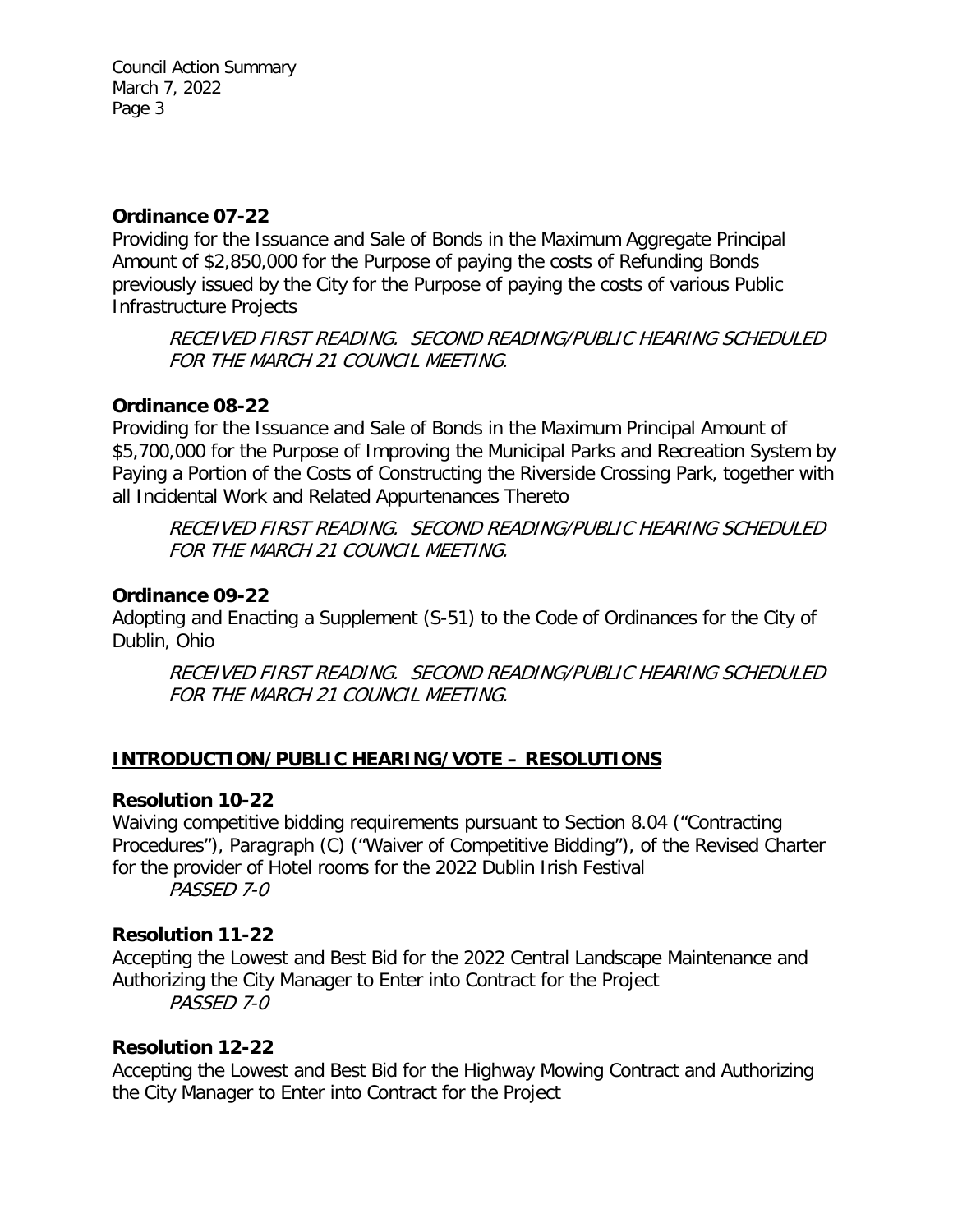**Ordinance 07-22**
Providing for the Issuance and Sale of Bonds in the Maximum Aggregate Principal Amount of $2,850,000 for the Purpose of paying the costs of Refunding Bonds previously issued by the City for the Purpose of paying the costs of various Public Infrastructure Projects

*RECEIVED FIRST READING. SECOND READING/PUBLIC HEARING SCHEDULED FOR THE MARCH 21 COUNCIL MEETING.*

**Ordinance 08-22**
Providing for the Issuance and Sale of Bonds in the Maximum Principal Amount of $5,700,000 for the Purpose of Improving the Municipal Parks and Recreation System by Paying a Portion of the Costs of Constructing the Riverside Crossing Park, together with all Incidental Work and Related Appurtenances Thereto

*RECEIVED FIRST READING. SECOND READING/PUBLIC HEARING SCHEDULED FOR THE MARCH 21 COUNCIL MEETING.*

**Ordinance 09-22**
Adopting and Enacting a Supplement (S-51) to the Code of Ordinances for the City of Dublin, Ohio

*RECEIVED FIRST READING. SECOND READING/PUBLIC HEARING SCHEDULED FOR THE MARCH 21 COUNCIL MEETING.*

## INTRODUCTION/PUBLIC HEARING/VOTE – RESOLUTIONS

**Resolution 10-22**
Waiving competitive bidding requirements pursuant to Section 8.04 ("Contracting Procedures"), Paragraph (C) ("Waiver of Competitive Bidding"), of the Revised Charter for the provider of Hotel rooms for the 2022 Dublin Irish Festival
*PASSED 7-0*

**Resolution 11-22**
Accepting the Lowest and Best Bid for the 2022 Central Landscape Maintenance and Authorizing the City Manager to Enter into Contract for the Project
*PASSED 7-0*

**Resolution 12-22**
Accepting the Lowest and Best Bid for the Highway Mowing Contract and Authorizing the City Manager to Enter into Contract for the Project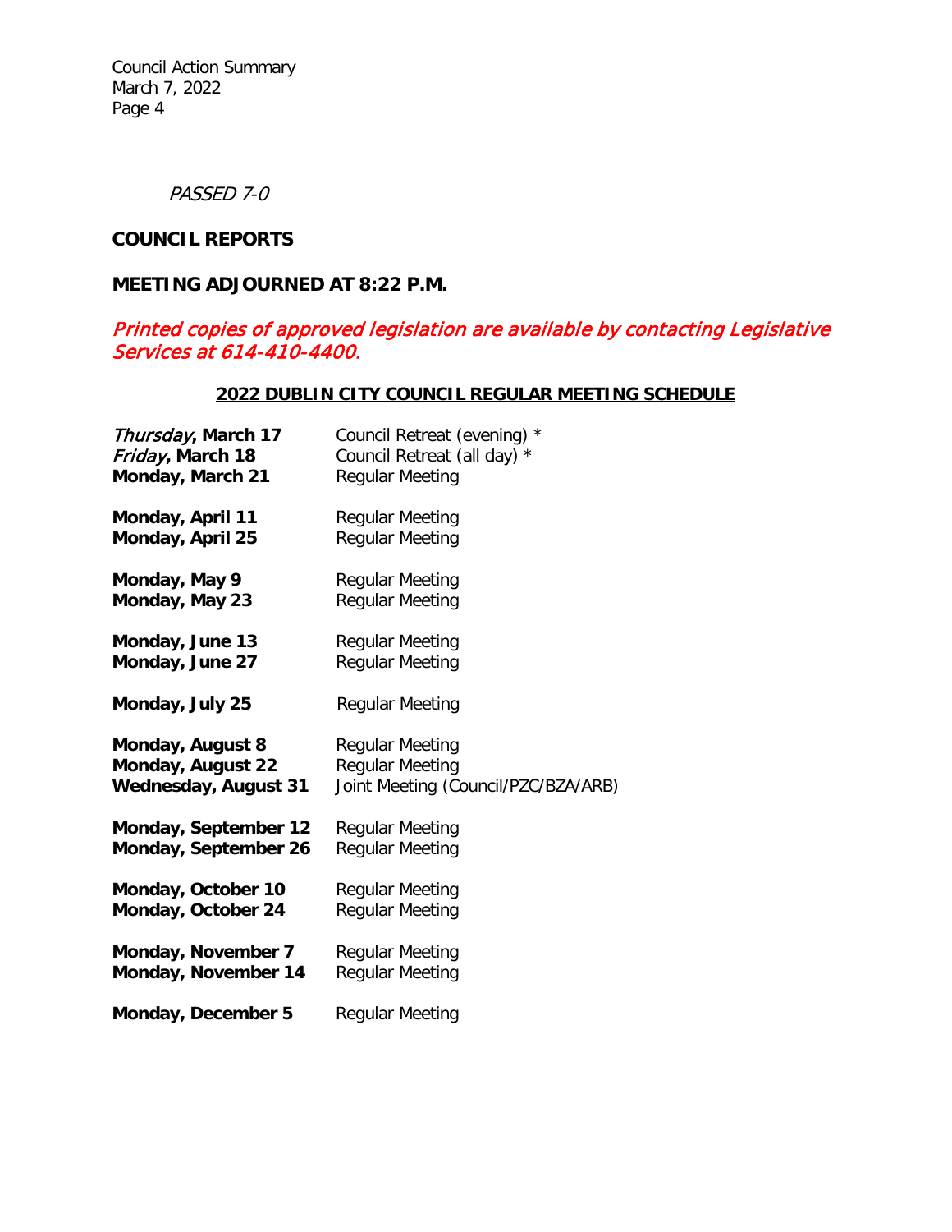*PASSED 7-0*

**COUNCIL REPORTS**

**MEETING ADJOURNED AT 8:22 P.M.**

*Printed copies of approved legislation are available by contacting Legislative Services at 614-410-4400.*

## 2022 DUBLIN CITY COUNCIL REGULAR MEETING SCHEDULE

| | |
|---|---|
| ***Thursday*, March 17** | Council Retreat (evening) * |
| ***Friday*, March 18** | Council Retreat (all day) * |
| **Monday, March 21** | Regular Meeting |
| **Monday, April 11** | Regular Meeting |
| **Monday, April 25** | Regular Meeting |
| **Monday, May 9** | Regular Meeting |
| **Monday, May 23** | Regular Meeting |
| **Monday, June 13** | Regular Meeting |
| **Monday, June 27** | Regular Meeting |
| **Monday, July 25** | Regular Meeting |
| **Monday, August 8** | Regular Meeting |
| **Monday, August 22** | Regular Meeting |
| **Wednesday, August 31** | Joint Meeting (Council/PZC/BZA/ARB) |
| **Monday, September 12** | Regular Meeting |
| **Monday, September 26** | Regular Meeting |
| **Monday, October 10** | Regular Meeting |
| **Monday, October 24** | Regular Meeting |
| **Monday, November 7** | Regular Meeting |
| **Monday, November 14** | Regular Meeting |
| **Monday, December 5** | Regular Meeting |